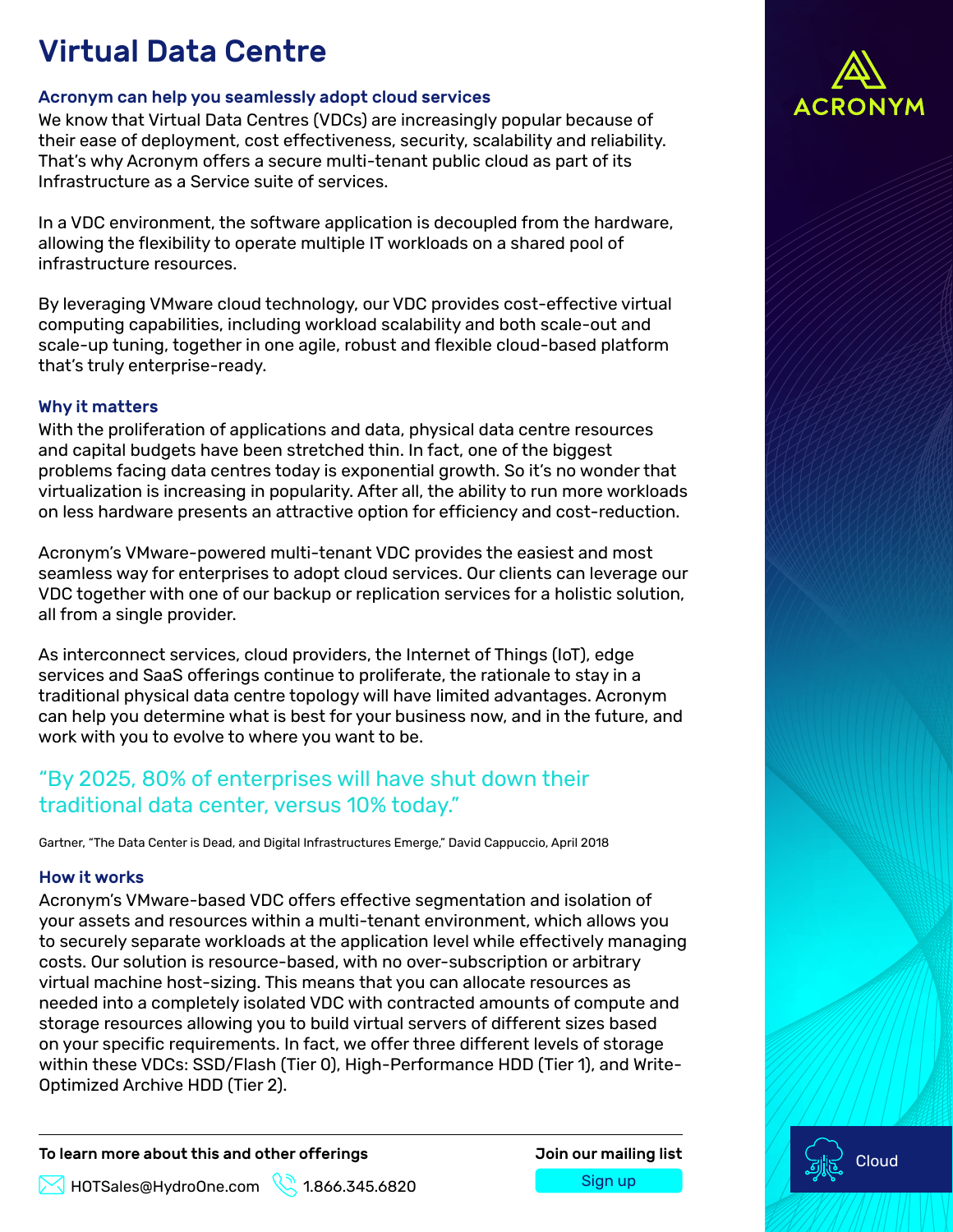# Virtual Data Centre

### Acronym can help you seamlessly adopt cloud services

We know that Virtual Data Centres (VDCs) are increasingly popular because of their ease of deployment, cost effectiveness, security, scalability and reliability. That's why Acronym offers a secure multi-tenant public cloud as part of its Infrastructure as a Service suite of services.

In a VDC environment, the software application is decoupled from the hardware, allowing the flexibility to operate multiple IT workloads on a shared pool of infrastructure resources.

By leveraging VMware cloud technology, our VDC provides cost-effective virtual computing capabilities, including workload scalability and both scale-out and scale-up tuning, together in one agile, robust and flexible cloud-based platform that's truly enterprise-ready.

### Why it matters

With the proliferation of applications and data, physical data centre resources and capital budgets have been stretched thin. In fact, one of the biggest problems facing data centres today is exponential growth. So it's no wonder that virtualization is increasing in popularity. After all, the ability to run more workloads on less hardware presents an attractive option for efficiency and cost-reduction.

Acronym's VMware-powered multi-tenant VDC provides the easiest and most seamless way for enterprises to adopt cloud services. Our clients can leverage our VDC together with one of our backup or replication services for a holistic solution, all from a single provider.

As interconnect services, cloud providers, the Internet of Things (IoT), edge services and SaaS offerings continue to proliferate, the rationale to stay in a traditional physical data centre topology will have limited advantages. Acronym can help you determine what is best for your business now, and in the future, and work with you to evolve to where you want to be.

> "By 2025, 80% of enterprises will have shut down their traditional data center, versus 10% today."

Gartner, "The Data Center is Dead, and Digital Infrastructures Emerge," David Cappuccio, April 2018

### How it works

Acronym's VMware-based VDC offers effective segmentation and isolation of your assets and resources within a multi-tenant environment, which allows you to securely separate workloads at the application level while effectively managing costs. Our solution is resource-based, with no over-subscription or arbitrary virtual machine host-sizing. This means that you can allocate resources as needed into a completely isolated VDC with contracted amounts of compute and storage resources allowing you to build virtual servers of different sizes based on your specific requirements. In fact, we offer three different levels of storage within these VDCs: SSD/Flash (Tier 0), High-Performance HDD (Tier 1), and Write-Optimized Archive HDD (Tier 2).

---

**To learn more about this and other offerings**

HOTSales@HydroOne.com 1.866.345.6820

**Join our mailing list**

Sign up

ACRONYM

Cloud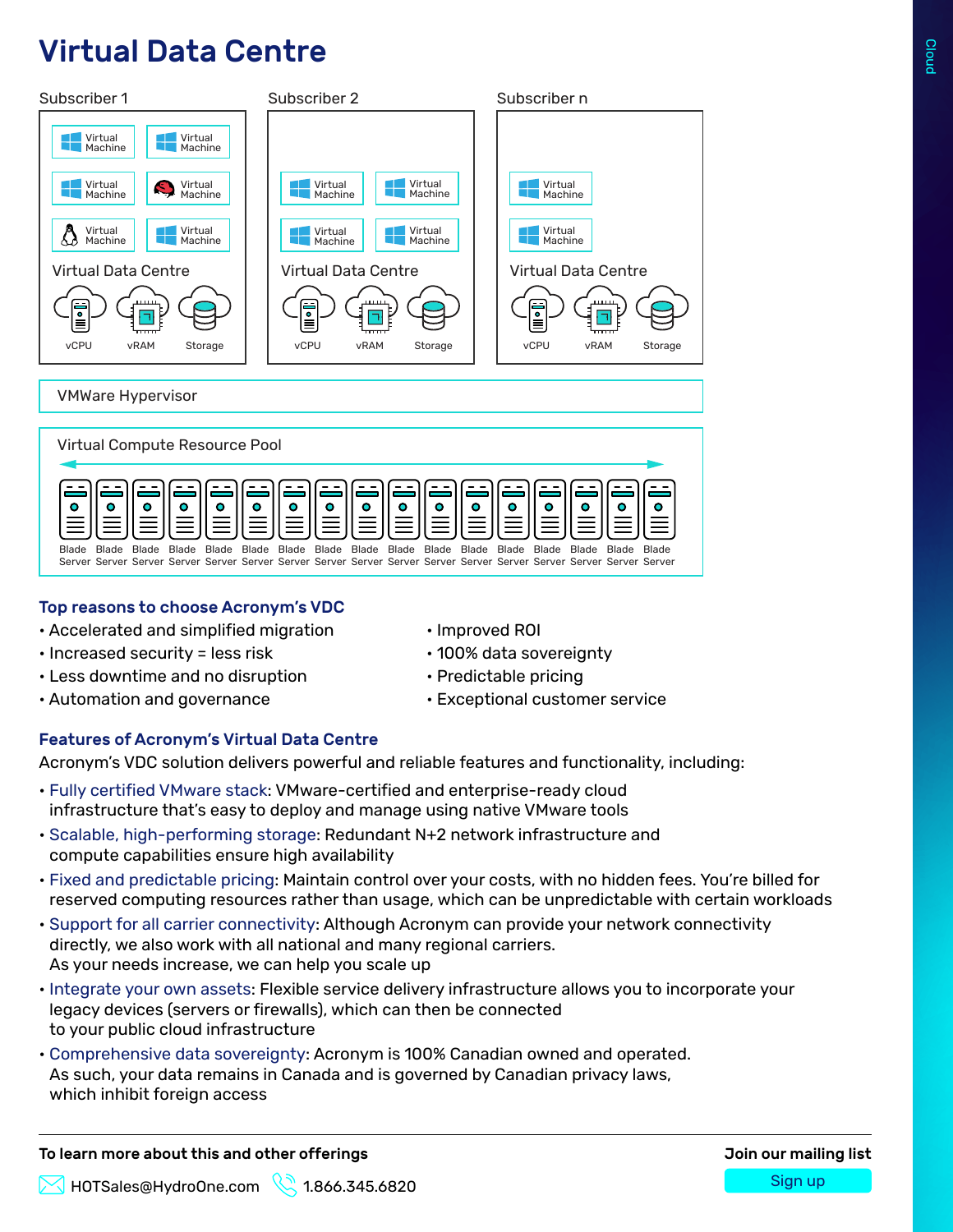# Virtual Data Centre

Subscriber 1

Virtual Machine
Virtual Machine
Virtual Machine
Virtual Machine
Virtual Machine
Virtual Machine

Virtual Data Centre

vCPU
vRAM
Storage

Subscriber 2

Virtual Machine
Virtual Machine
Virtual Machine
Virtual Machine

Virtual Data Centre

vCPU
vRAM
Storage

Subscriber n

Virtual Machine
Virtual Machine

Virtual Data Centre

vCPU
vRAM
Storage

VMWare Hypervisor

Virtual Compute Resource Pool

Blade Server Blade Server Blade Server Blade Server Blade Server Blade Server Blade Server Blade Server Blade Server Blade Server Blade Server Blade Server Blade Server Blade Server Blade Server Blade Server Blade Server

### Top reasons to choose Acronym's VDC

- Accelerated and simplified migration
- Increased security = less risk
- Less downtime and no disruption
- Automation and governance
- Improved ROI
- 100% data sovereignty
- Predictable pricing
- Exceptional customer service

### Features of Acronym's Virtual Data Centre

Acronym's VDC solution delivers powerful and reliable features and functionality, including:

- Fully certified VMware stack: VMware-certified and enterprise-ready cloud infrastructure that's easy to deploy and manage using native VMware tools
- Scalable, high-performing storage: Redundant N+2 network infrastructure and compute capabilities ensure high availability
- Fixed and predictable pricing: Maintain control over your costs, with no hidden fees. You're billed for reserved computing resources rather than usage, which can be unpredictable with certain workloads
- Support for all carrier connectivity: Although Acronym can provide your network connectivity directly, we also work with all national and many regional carriers. As your needs increase, we can help you scale up
- Integrate your own assets: Flexible service delivery infrastructure allows you to incorporate your legacy devices (servers or firewalls), which can then be connected to your public cloud infrastructure
- Comprehensive data sovereignty: Acronym is 100% Canadian owned and operated. As such, your data remains in Canada and is governed by Canadian privacy laws, which inhibit foreign access

**To learn more about this and other offerings**

HOTSales@HydroOne.com 1.866.345.6820

**Join our mailing list**

Sign up